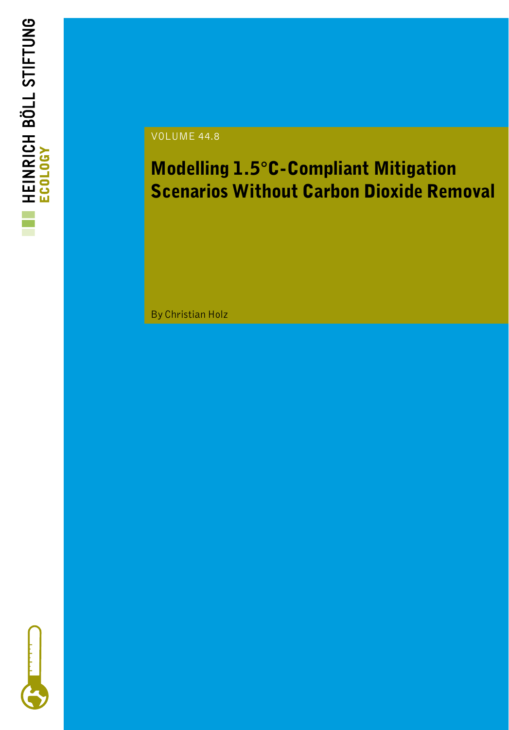HEINRICH BÖLL STIFTUNG

ECOLOGY

VOLUME 44.8

# Modelling 1.5°C-Compliant Mitigation Scenarios Without Carbon Dioxide Removal

By Christian Holz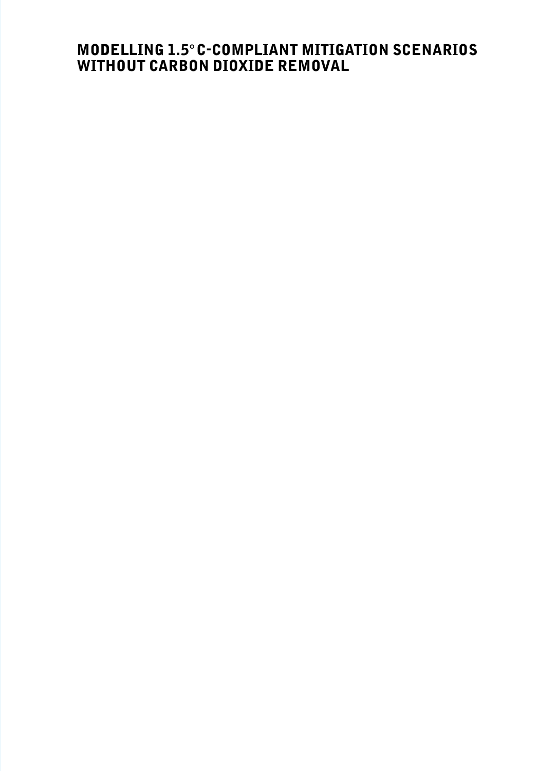# MODELLING 1.5° C-COMPLIANT MITIGATION SCENARIOS WITHOUT CARBON DIOXIDE REMOVAL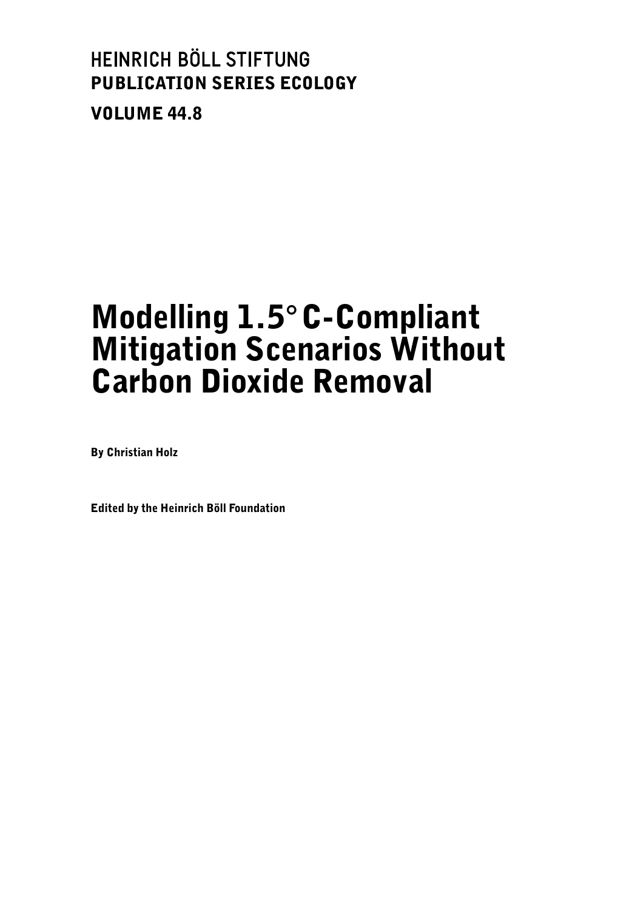HEINRICH BÖLL STIFTUNG
**PUBLICATION SERIES ECOLOGY**

**VOLUME 44.8**

# Modelling 1.5° C-Compliant Mitigation Scenarios Without Carbon Dioxide Removal

**By Christian Holz**

**Edited by the Heinrich Böll Foundation**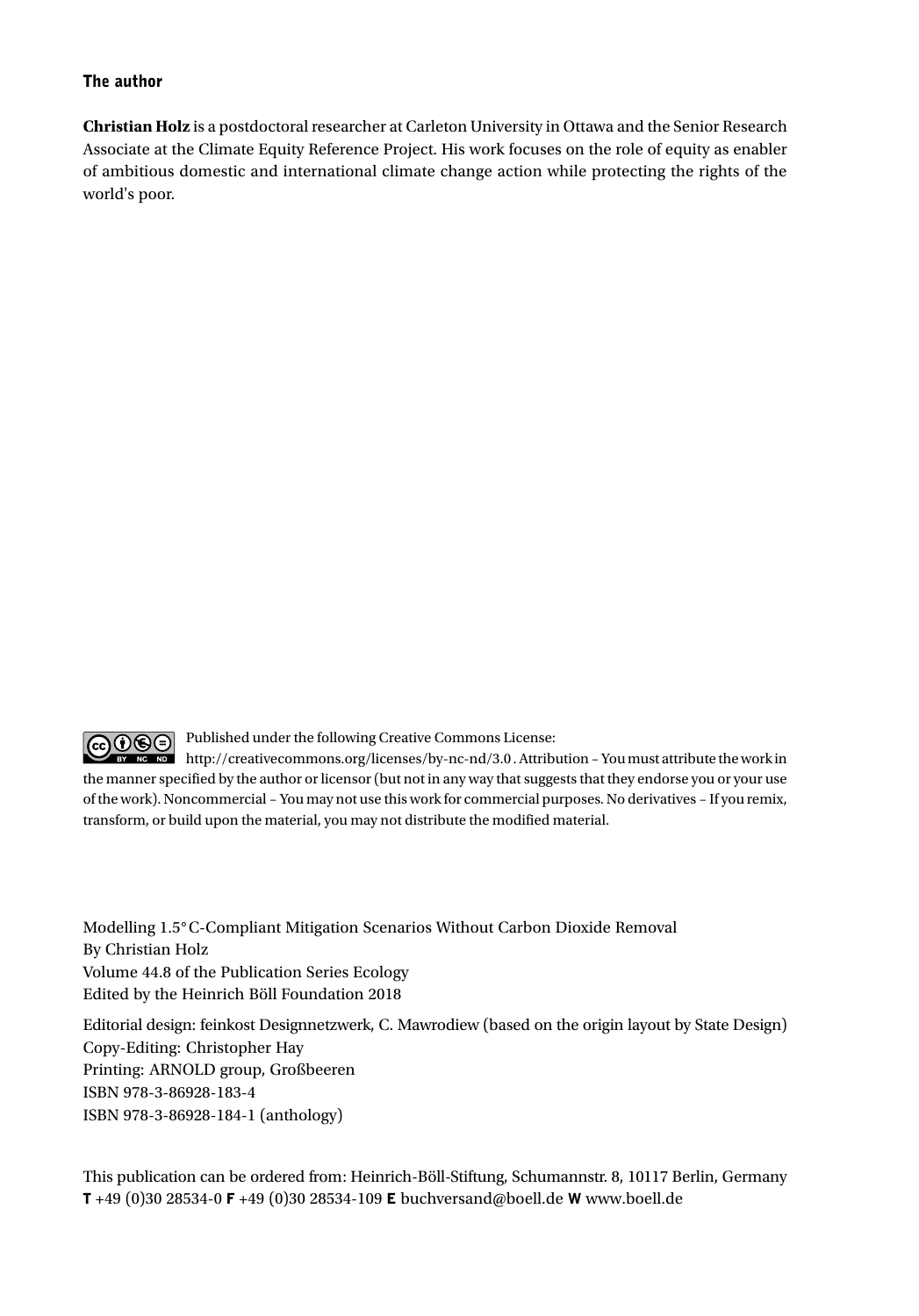#### The author

**Christian Holz** is a postdoctoral researcher at Carleton University in Ottawa and the Senior Research Associate at the Climate Equity Reference Project. His work focuses on the role of equity as enabler of ambitious domestic and international climate change action while protecting the rights of the world's poor.

Published under the following Creative Commons License: http://creativecommons.org/licenses/by-nc-nd/3.0 . Attribution – You must attribute the work in the manner specified by the author or licensor (but not in any way that suggests that they endorse you or your use of the work). Noncommercial – You may not use this work for commercial purposes. No derivatives – If you remix, transform, or build upon the material, you may not distribute the modified material.

Modelling 1.5°C-Compliant Mitigation Scenarios Without Carbon Dioxide Removal
By Christian Holz
Volume 44.8 of the Publication Series Ecology
Edited by the Heinrich Böll Foundation 2018

Editorial design: feinkost Designnetzwerk, C. Mawrodiew (based on the origin layout by State Design)
Copy-Editing: Christopher Hay
Printing: ARNOLD group, Großbeeren
ISBN 978-3-86928-183-4
ISBN 978-3-86928-184-1 (anthology)

This publication can be ordered from: Heinrich-Böll-Stiftung, Schumannstr. 8, 10117 Berlin, Germany
**T** +49 (0)30 28534-0 **F** +49 (0)30 28534-109 **E** buchversand@boell.de **W** www.boell.de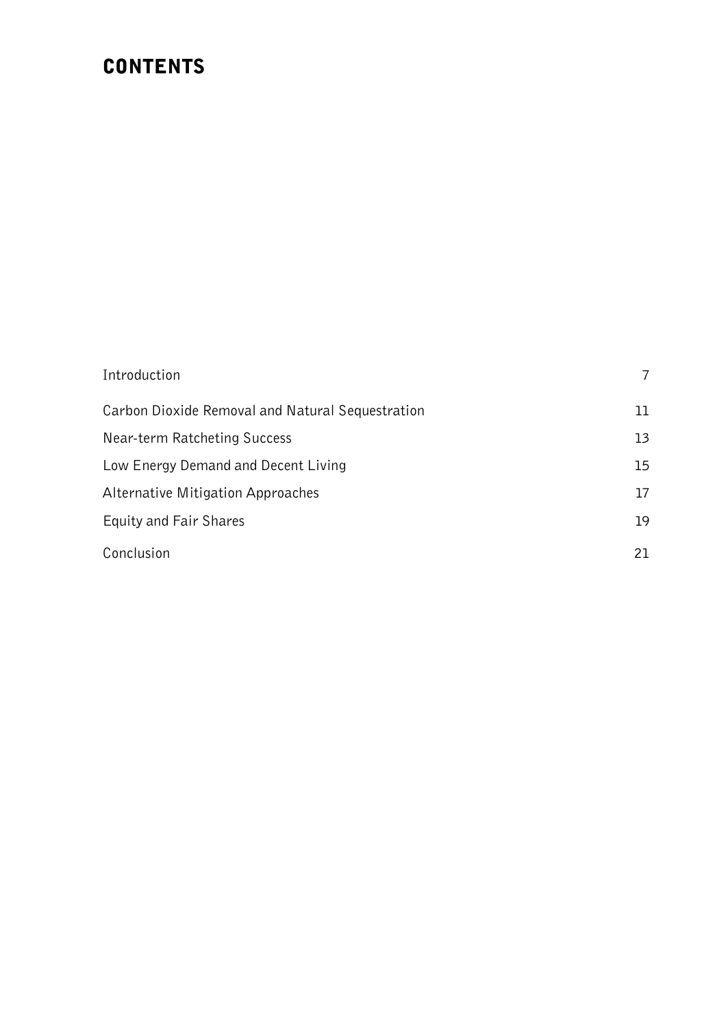# CONTENTS

| | |
|---|---|
| Introduction | 7 |
| Carbon Dioxide Removal and Natural Sequestration | 11 |
| Near-term Ratcheting Success | 13 |
| Low Energy Demand and Decent Living | 15 |
| Alternative Mitigation Approaches | 17 |
| Equity and Fair Shares | 19 |
| Conclusion | 21 |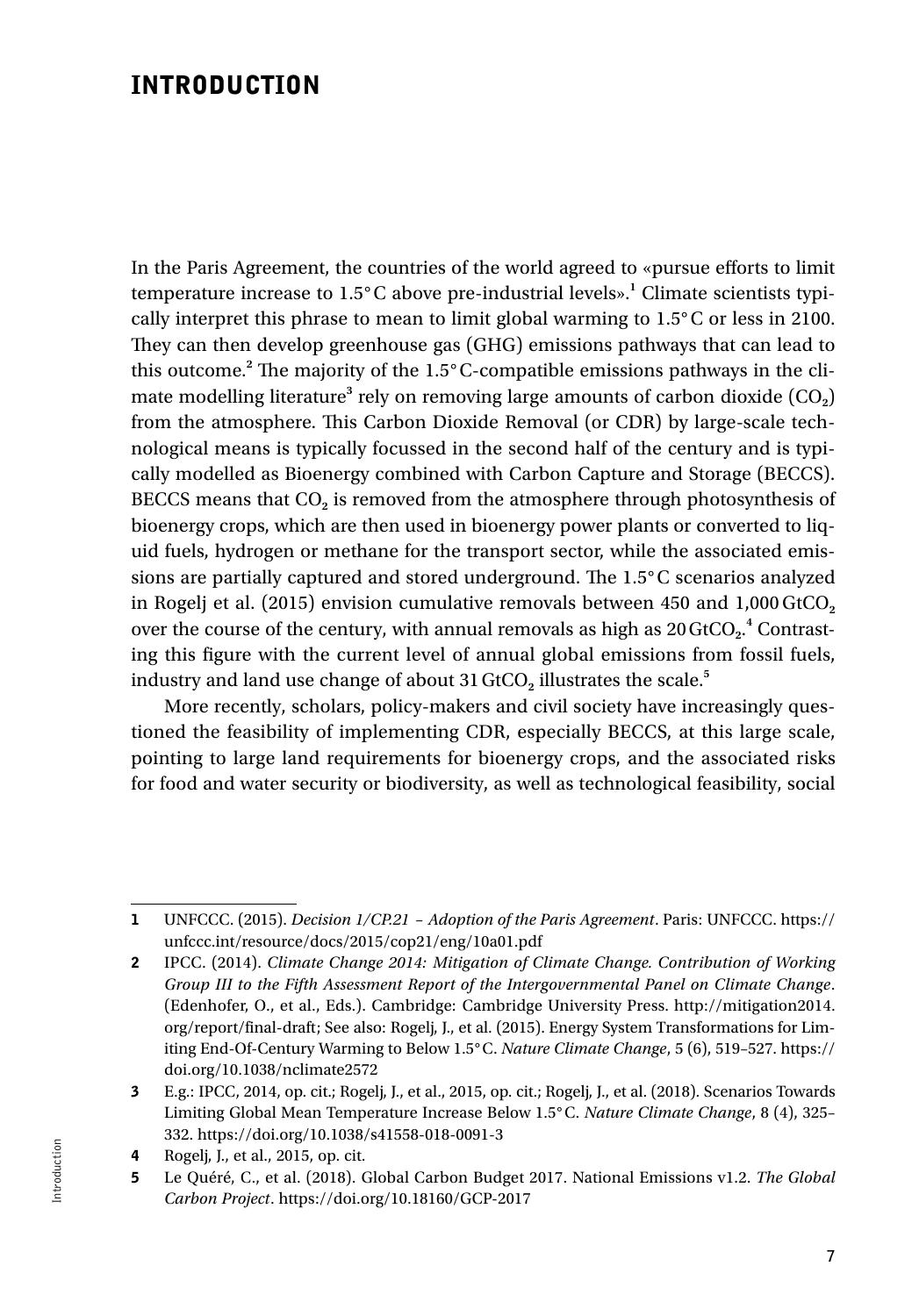# INTRODUCTION

In the Paris Agreement, the countries of the world agreed to «pursue efforts to limit temperature increase to 1.5°C above pre-industrial levels».[1] Climate scientists typically interpret this phrase to mean to limit global warming to 1.5°C or less in 2100. They can then develop greenhouse gas (GHG) emissions pathways that can lead to this outcome.[2] The majority of the 1.5°C-compatible emissions pathways in the climate modelling literature[3] rely on removing large amounts of carbon dioxide ($CO_2$) from the atmosphere. This Carbon Dioxide Removal (or CDR) by large-scale technological means is typically focussed in the second half of the century and is typically modelled as Bioenergy combined with Carbon Capture and Storage (BECCS). BECCS means that $CO_2$ is removed from the atmosphere through photosynthesis of bioenergy crops, which are then used in bioenergy power plants or converted to liquid fuels, hydrogen or methane for the transport sector, while the associated emissions are partially captured and stored underground. The 1.5°C scenarios analyzed in Rogelj et al. (2015) envision cumulative removals between 450 and 1,000 $GtCO_2$ over the course of the century, with annual removals as high as 20 $GtCO_2$.[4] Contrasting this figure with the current level of annual global emissions from fossil fuels, industry and land use change of about 31 $GtCO_2$ illustrates the scale.[5]

More recently, scholars, policy-makers and civil society have increasingly questioned the feasibility of implementing CDR, especially BECCS, at this large scale, pointing to large land requirements for bioenergy crops, and the associated risks for food and water security or biodiversity, as well as technological feasibility, social

---

**1** UNFCCC. (2015). *Decision 1/CP.21 – Adoption of the Paris Agreement*. Paris: UNFCCC. https://unfccc.int/resource/docs/2015/cop21/eng/10a01.pdf

**2** IPCC. (2014). *Climate Change 2014: Mitigation of Climate Change. Contribution of Working Group III to the Fifth Assessment Report of the Intergovernmental Panel on Climate Change*. (Edenhofer, O., et al., Eds.). Cambridge: Cambridge University Press. http://mitigation2014.org/report/final-draft; See also: Rogelj, J., et al. (2015). Energy System Transformations for Limiting End-Of-Century Warming to Below 1.5°C. *Nature Climate Change*, 5 (6), 519–527. https://doi.org/10.1038/nclimate2572

**3** E.g.: IPCC, 2014, op. cit.; Rogelj, J., et al., 2015, op. cit.; Rogelj, J., et al. (2018). Scenarios Towards Limiting Global Mean Temperature Increase Below 1.5°C. *Nature Climate Change*, 8 (4), 325–332. https://doi.org/10.1038/s41558-018-0091-3

**4** Rogelj, J., et al., 2015, op. cit.

**5** Le Quéré, C., et al. (2018). Global Carbon Budget 2017. National Emissions v1.2. *The Global Carbon Project*. https://doi.org/10.18160/GCP-2017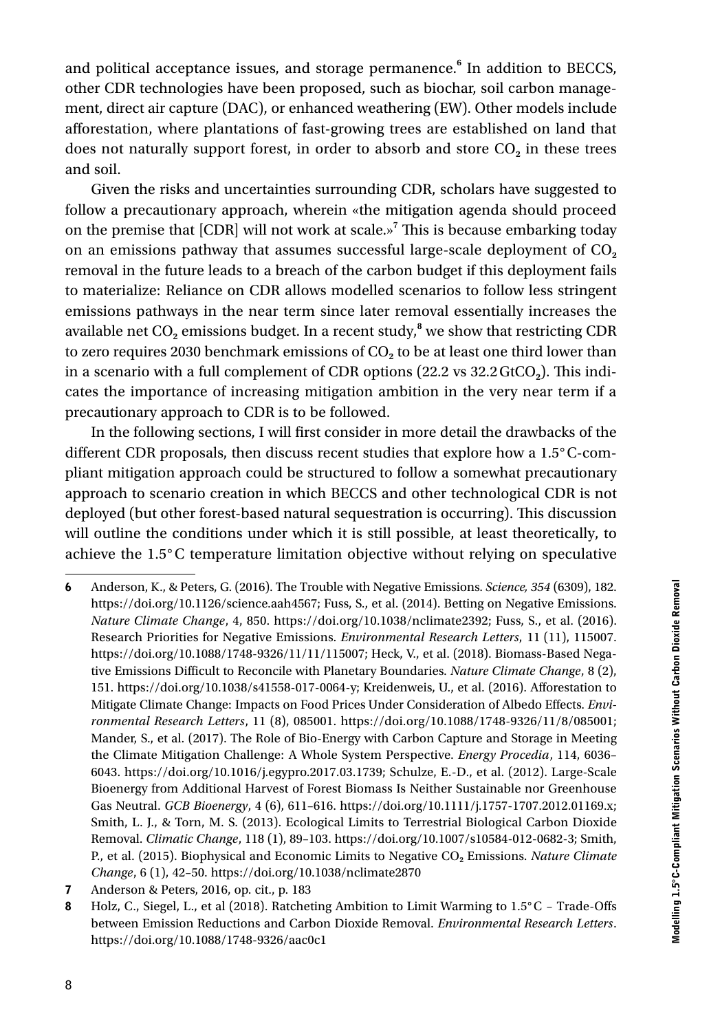and political acceptance issues, and storage permanence.[6] In addition to BECCS, other CDR technologies have been proposed, such as biochar, soil carbon management, direct air capture (DAC), or enhanced weathering (EW). Other models include afforestation, where plantations of fast-growing trees are established on land that does not naturally support forest, in order to absorb and store $CO_2$ in these trees and soil.

Given the risks and uncertainties surrounding CDR, scholars have suggested to follow a precautionary approach, wherein «the mitigation agenda should proceed on the premise that [CDR] will not work at scale.»[7] This is because embarking today on an emissions pathway that assumes successful large-scale deployment of $CO_2$ removal in the future leads to a breach of the carbon budget if this deployment fails to materialize: Reliance on CDR allows modelled scenarios to follow less stringent emissions pathways in the near term since later removal essentially increases the available net $CO_2$ emissions budget. In a recent study,[8] we show that restricting CDR to zero requires 2030 benchmark emissions of $CO_2$ to be at least one third lower than in a scenario with a full complement of CDR options (22.2 vs 32.2 $GtCO_2$). This indicates the importance of increasing mitigation ambition in the very near term if a precautionary approach to CDR is to be followed.

In the following sections, I will first consider in more detail the drawbacks of the different CDR proposals, then discuss recent studies that explore how a 1.5°C-compliant mitigation approach could be structured to follow a somewhat precautionary approach to scenario creation in which BECCS and other technological CDR is not deployed (but other forest-based natural sequestration is occurring). This discussion will outline the conditions under which it is still possible, at least theoretically, to achieve the 1.5°C temperature limitation objective without relying on speculative

---

**6** Anderson, K., & Peters, G. (2016). The Trouble with Negative Emissions. *Science, 354* (6309), 182. https://doi.org/10.1126/science.aah4567; Fuss, S., et al. (2014). Betting on Negative Emissions. *Nature Climate Change*, 4, 850. https://doi.org/10.1038/nclimate2392; Fuss, S., et al. (2016). Research Priorities for Negative Emissions. *Environmental Research Letters*, 11 (11), 115007. https://doi.org/10.1088/1748-9326/11/11/115007; Heck, V., et al. (2018). Biomass-Based Negative Emissions Difficult to Reconcile with Planetary Boundaries. *Nature Climate Change*, 8 (2), 151. https://doi.org/10.1038/s41558-017-0064-y; Kreidenweis, U., et al. (2016). Afforestation to Mitigate Climate Change: Impacts on Food Prices Under Consideration of Albedo Effects. *Environmental Research Letters*, 11 (8), 085001. https://doi.org/10.1088/1748-9326/11/8/085001; Mander, S., et al. (2017). The Role of Bio-Energy with Carbon Capture and Storage in Meeting the Climate Mitigation Challenge: A Whole System Perspective. *Energy Procedia*, 114, 6036–6043. https://doi.org/10.1016/j.egypro.2017.03.1739; Schulze, E.-D., et al. (2012). Large-Scale Bioenergy from Additional Harvest of Forest Biomass Is Neither Sustainable nor Greenhouse Gas Neutral. *GCB Bioenergy*, 4 (6), 611–616. https://doi.org/10.1111/j.1757-1707.2012.01169.x; Smith, L. J., & Torn, M. S. (2013). Ecological Limits to Terrestrial Biological Carbon Dioxide Removal. *Climatic Change*, 118 (1), 89–103. https://doi.org/10.1007/s10584-012-0682-3; Smith, P., et al. (2015). Biophysical and Economic Limits to Negative $CO_2$ Emissions. *Nature Climate Change*, 6 (1), 42–50. https://doi.org/10.1038/nclimate2870

**7** Anderson & Peters, 2016, op. cit., p. 183

**8** Holz, C., Siegel, L., et al (2018). Ratcheting Ambition to Limit Warming to 1.5°C – Trade-Offs between Emission Reductions and Carbon Dioxide Removal. *Environmental Research Letters*. https://doi.org/10.1088/1748-9326/aac0c1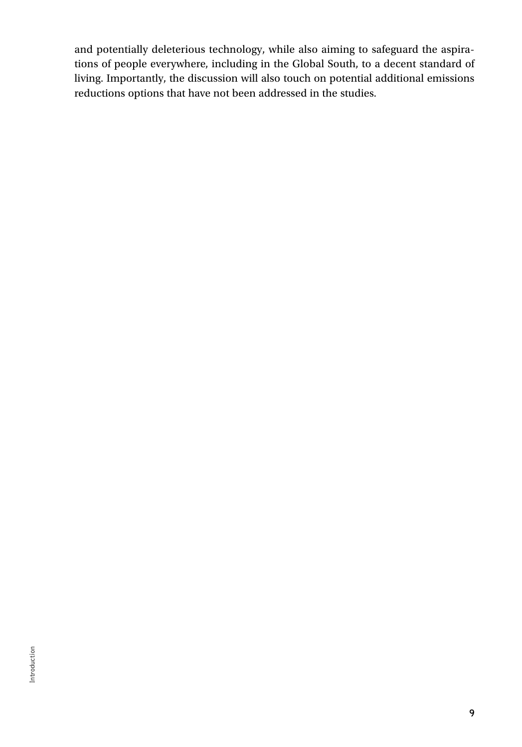and potentially deleterious technology, while also aiming to safeguard the aspirations of people everywhere, including in the Global South, to a decent standard of living. Importantly, the discussion will also touch on potential additional emissions reductions options that have not been addressed in the studies.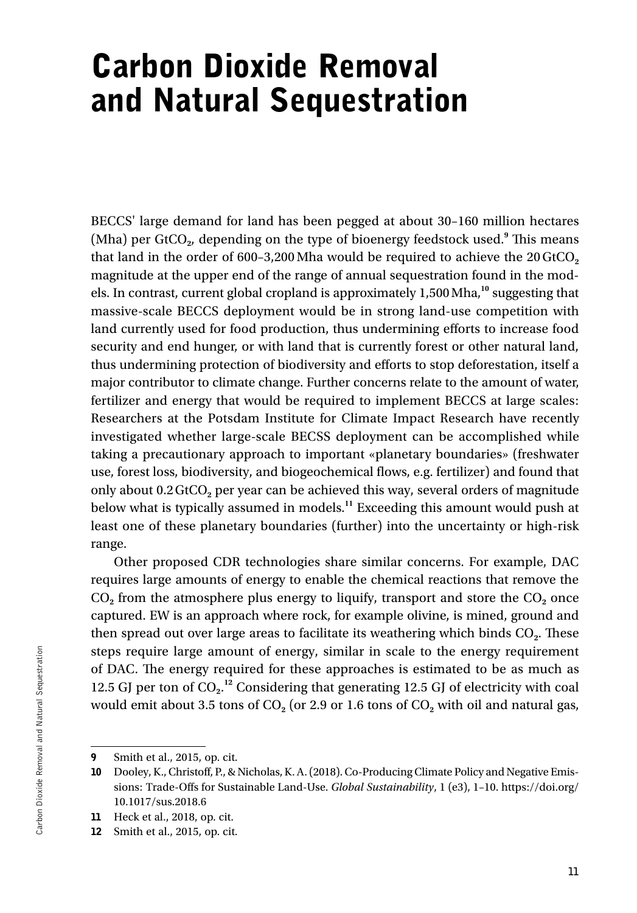# Carbon Dioxide Removal and Natural Sequestration

BECCS' large demand for land has been pegged at about 30–160 million hectares (Mha) per $GtCO_2$, depending on the type of bioenergy feedstock used.[9] This means that land in the order of 600–3,200 Mha would be required to achieve the 20 $GtCO_2$ magnitude at the upper end of the range of annual sequestration found in the models. In contrast, current global cropland is approximately 1,500 Mha,[10] suggesting that massive-scale BECCS deployment would be in strong land-use competition with land currently used for food production, thus undermining efforts to increase food security and end hunger, or with land that is currently forest or other natural land, thus undermining protection of biodiversity and efforts to stop deforestation, itself a major contributor to climate change. Further concerns relate to the amount of water, fertilizer and energy that would be required to implement BECCS at large scales: Researchers at the Potsdam Institute for Climate Impact Research have recently investigated whether large-scale BECSS deployment can be accomplished while taking a precautionary approach to important «planetary boundaries» (freshwater use, forest loss, biodiversity, and biogeochemical flows, e.g. fertilizer) and found that only about 0.2 $GtCO_2$ per year can be achieved this way, several orders of magnitude below what is typically assumed in models.[11] Exceeding this amount would push at least one of these planetary boundaries (further) into the uncertainty or high-risk range.

Other proposed CDR technologies share similar concerns. For example, DAC requires large amounts of energy to enable the chemical reactions that remove the $CO_2$ from the atmosphere plus energy to liquify, transport and store the $CO_2$ once captured. EW is an approach where rock, for example olivine, is mined, ground and then spread out over large areas to facilitate its weathering which binds $CO_2$. These steps require large amount of energy, similar in scale to the energy requirement of DAC. The energy required for these approaches is estimated to be as much as 12.5 GJ per ton of $CO_2$.[12] Considering that generating 12.5 GJ of electricity with coal would emit about 3.5 tons of $CO_2$ (or 2.9 or 1.6 tons of $CO_2$ with oil and natural gas,

---

**9** Smith et al., 2015, op. cit.

**10** Dooley, K., Christoff, P., & Nicholas, K. A. (2018). Co-Producing Climate Policy and Negative Emissions: Trade-Offs for Sustainable Land-Use. *Global Sustainability*, 1 (e3), 1–10. https://doi.org/10.1017/sus.2018.6

**11** Heck et al., 2018, op. cit.

**12** Smith et al., 2015, op. cit.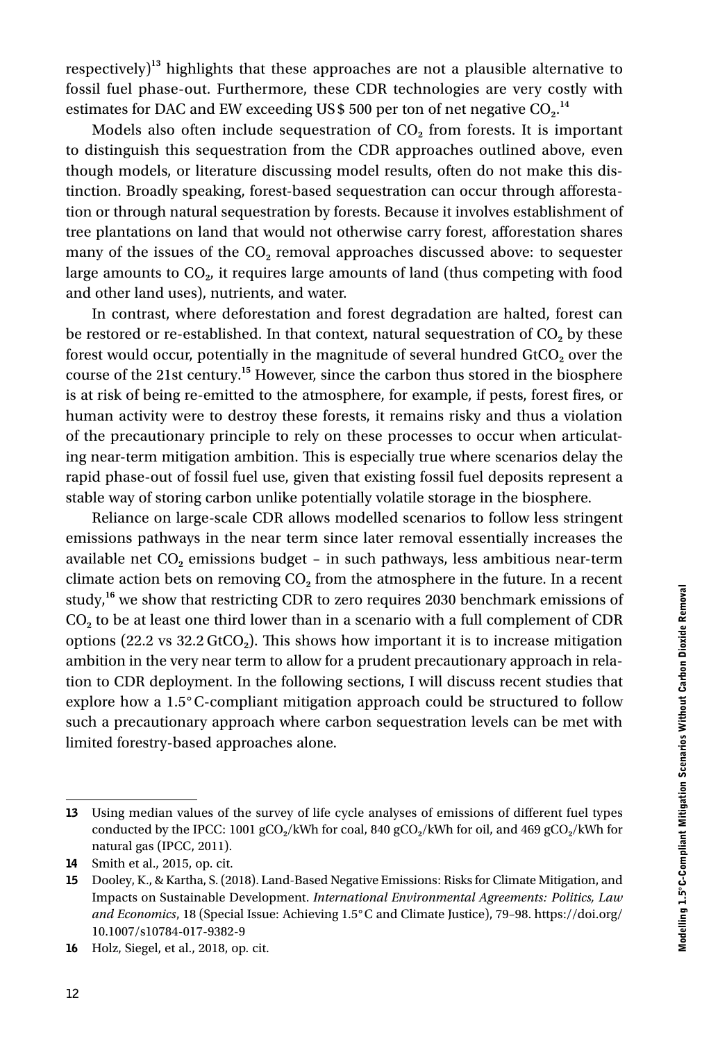respectively)[13] highlights that these approaches are not a plausible alternative to fossil fuel phase-out. Furthermore, these CDR technologies are very costly with estimates for DAC and EW exceeding US$ 500 per ton of net negative $CO_2$.[14]

Models also often include sequestration of $CO_2$ from forests. It is important to distinguish this sequestration from the CDR approaches outlined above, even though models, or literature discussing model results, often do not make this distinction. Broadly speaking, forest-based sequestration can occur through afforestation or through natural sequestration by forests. Because it involves establishment of tree plantations on land that would not otherwise carry forest, afforestation shares many of the issues of the $CO_2$ removal approaches discussed above: to sequester large amounts to $CO_2$, it requires large amounts of land (thus competing with food and other land uses), nutrients, and water.

In contrast, where deforestation and forest degradation are halted, forest can be restored or re-established. In that context, natural sequestration of $CO_2$ by these forest would occur, potentially in the magnitude of several hundred $GtCO_2$ over the course of the 21st century.[15] However, since the carbon thus stored in the biosphere is at risk of being re-emitted to the atmosphere, for example, if pests, forest fires, or human activity were to destroy these forests, it remains risky and thus a violation of the precautionary principle to rely on these processes to occur when articulating near-term mitigation ambition. This is especially true where scenarios delay the rapid phase-out of fossil fuel use, given that existing fossil fuel deposits represent a stable way of storing carbon unlike potentially volatile storage in the biosphere.

Reliance on large-scale CDR allows modelled scenarios to follow less stringent emissions pathways in the near term since later removal essentially increases the available net $CO_2$ emissions budget – in such pathways, less ambitious near-term climate action bets on removing $CO_2$ from the atmosphere in the future. In a recent study,[16] we show that restricting CDR to zero requires 2030 benchmark emissions of $CO_2$ to be at least one third lower than in a scenario with a full complement of CDR options (22.2 vs 32.2 $GtCO_2$). This shows how important it is to increase mitigation ambition in the very near term to allow for a prudent precautionary approach in relation to CDR deployment. In the following sections, I will discuss recent studies that explore how a 1.5°C-compliant mitigation approach could be structured to follow such a precautionary approach where carbon sequestration levels can be met with limited forestry-based approaches alone.

---

**13** Using median values of the survey of life cycle analyses of emissions of different fuel types conducted by the IPCC: 1001 $gCO_2$/kWh for coal, 840 $gCO_2$/kWh for oil, and 469 $gCO_2$/kWh for natural gas (IPCC, 2011).

**14** Smith et al., 2015, op. cit.

**15** Dooley, K., & Kartha, S. (2018). Land-Based Negative Emissions: Risks for Climate Mitigation, and Impacts on Sustainable Development. *International Environmental Agreements: Politics, Law and Economics*, 18 (Special Issue: Achieving 1.5°C and Climate Justice), 79–98. https://doi.org/10.1007/s10784-017-9382-9

**16** Holz, Siegel, et al., 2018, op. cit.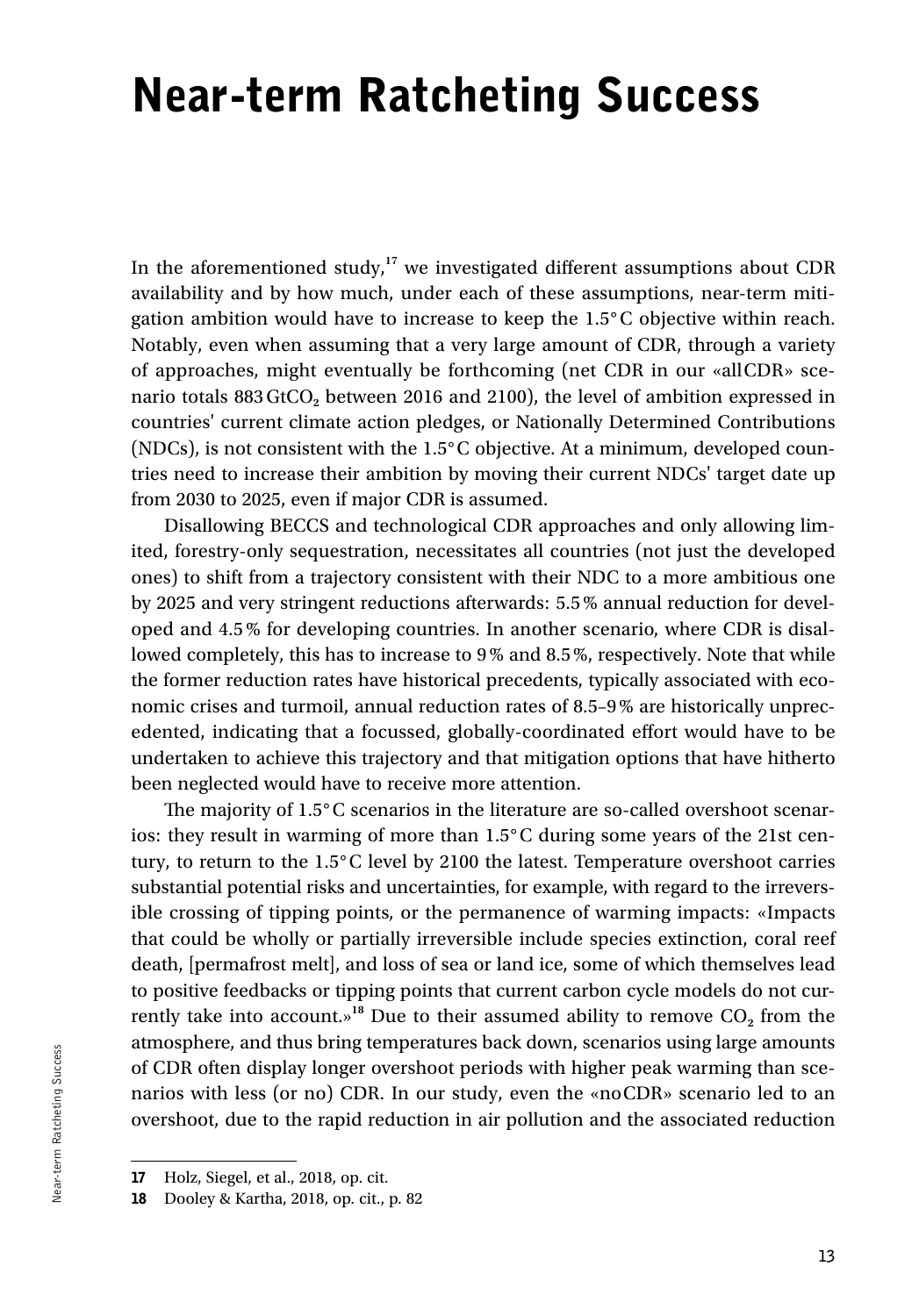# Near-term Ratcheting Success

In the aforementioned study,[17] we investigated different assumptions about CDR availability and by how much, under each of these assumptions, near-term mitigation ambition would have to increase to keep the 1.5°C objective within reach. Notably, even when assuming that a very large amount of CDR, through a variety of approaches, might eventually be forthcoming (net CDR in our «allCDR» scenario totals 883 $GtCO_2$ between 2016 and 2100), the level of ambition expressed in countries' current climate action pledges, or Nationally Determined Contributions (NDCs), is not consistent with the 1.5°C objective. At a minimum, developed countries need to increase their ambition by moving their current NDCs' target date up from 2030 to 2025, even if major CDR is assumed.

Disallowing BECCS and technological CDR approaches and only allowing limited, forestry-only sequestration, necessitates all countries (not just the developed ones) to shift from a trajectory consistent with their NDC to a more ambitious one by 2025 and very stringent reductions afterwards: 5.5% annual reduction for developed and 4.5% for developing countries. In another scenario, where CDR is disallowed completely, this has to increase to 9% and 8.5%, respectively. Note that while the former reduction rates have historical precedents, typically associated with economic crises and turmoil, annual reduction rates of 8.5–9% are historically unprecedented, indicating that a focussed, globally-coordinated effort would have to be undertaken to achieve this trajectory and that mitigation options that have hitherto been neglected would have to receive more attention.

The majority of 1.5°C scenarios in the literature are so-called overshoot scenarios: they result in warming of more than 1.5°C during some years of the 21st century, to return to the 1.5°C level by 2100 the latest. Temperature overshoot carries substantial potential risks and uncertainties, for example, with regard to the irreversible crossing of tipping points, or the permanence of warming impacts: «Impacts that could be wholly or partially irreversible include species extinction, coral reef death, [permafrost melt], and loss of sea or land ice, some of which themselves lead to positive feedbacks or tipping points that current carbon cycle models do not currently take into account.»[18] Due to their assumed ability to remove $CO_2$ from the atmosphere, and thus bring temperatures back down, scenarios using large amounts of CDR often display longer overshoot periods with higher peak warming than scenarios with less (or no) CDR. In our study, even the «noCDR» scenario led to an overshoot, due to the rapid reduction in air pollution and the associated reduction

**17** Holz, Siegel, et al., 2018, op. cit.

**18** Dooley & Kartha, 2018, op. cit., p. 82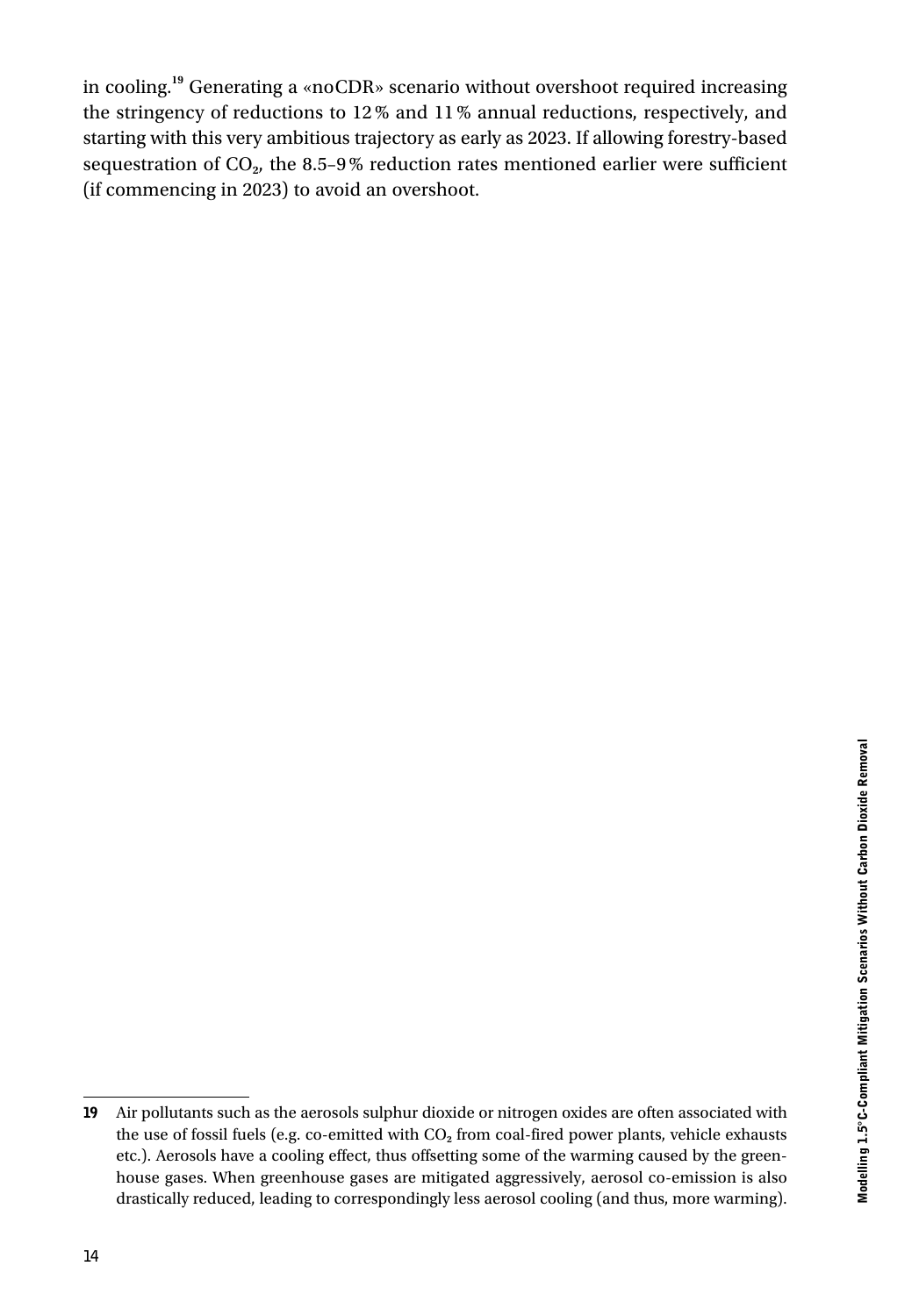in cooling.[19] Generating a «noCDR» scenario without overshoot required increasing the stringency of reductions to 12 % and 11 % annual reductions, respectively, and starting with this very ambitious trajectory as early as 2023. If allowing forestry-based sequestration of $CO_2$, the 8.5–9 % reduction rates mentioned earlier were sufficient (if commencing in 2023) to avoid an overshoot.

---

**19** Air pollutants such as the aerosols sulphur dioxide or nitrogen oxides are often associated with the use of fossil fuels (e.g. co-emitted with $CO_2$ from coal-fired power plants, vehicle exhausts etc.). Aerosols have a cooling effect, thus offsetting some of the warming caused by the greenhouse gases. When greenhouse gases are mitigated aggressively, aerosol co-emission is also drastically reduced, leading to correspondingly less aerosol cooling (and thus, more warming).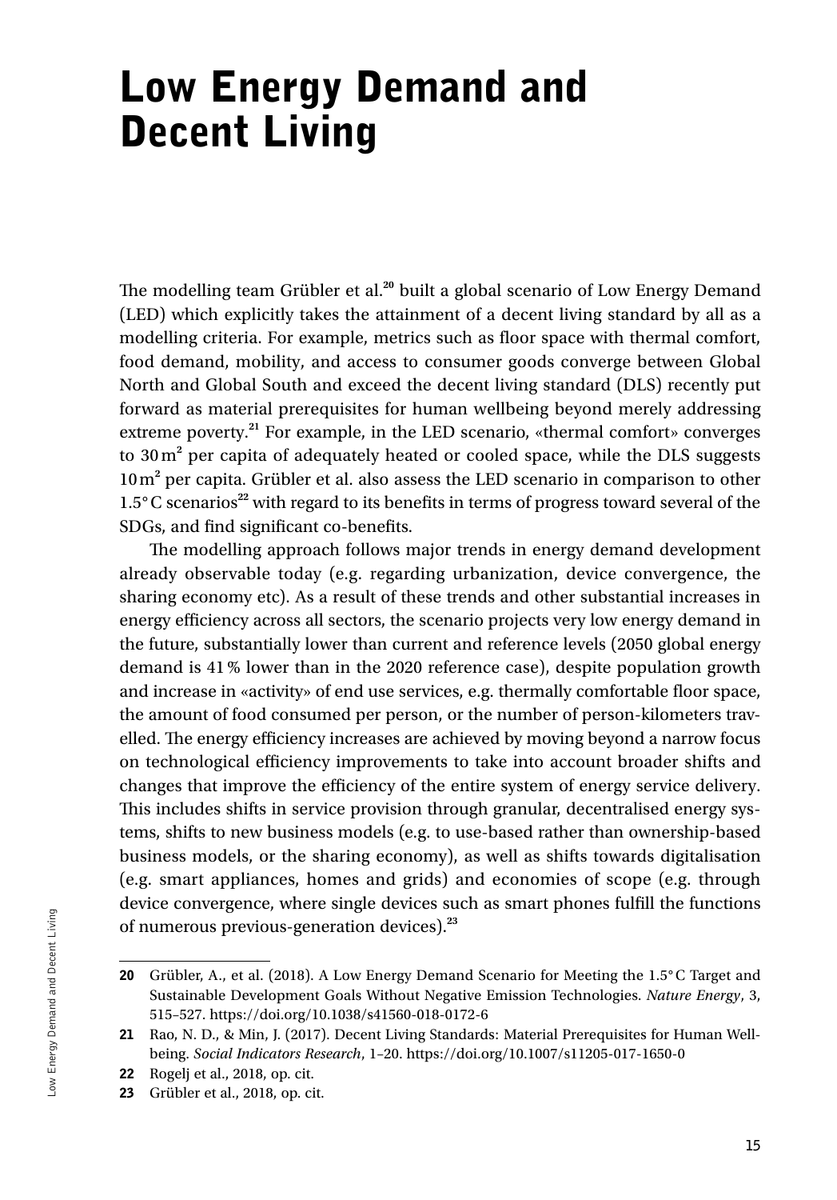# Low Energy Demand and Decent Living

The modelling team Grübler et al.[20] built a global scenario of Low Energy Demand (LED) which explicitly takes the attainment of a decent living standard by all as a modelling criteria. For example, metrics such as floor space with thermal comfort, food demand, mobility, and access to consumer goods converge between Global North and Global South and exceed the decent living standard (DLS) recently put forward as material prerequisites for human wellbeing beyond merely addressing extreme poverty.[21] For example, in the LED scenario, «thermal comfort» converges to 30 $m^2$ per capita of adequately heated or cooled space, while the DLS suggests 10 $m^2$ per capita. Grübler et al. also assess the LED scenario in comparison to other 1.5°C scenarios[22] with regard to its benefits in terms of progress toward several of the SDGs, and find significant co-benefits.

The modelling approach follows major trends in energy demand development already observable today (e.g. regarding urbanization, device convergence, the sharing economy etc). As a result of these trends and other substantial increases in energy efficiency across all sectors, the scenario projects very low energy demand in the future, substantially lower than current and reference levels (2050 global energy demand is 41% lower than in the 2020 reference case), despite population growth and increase in «activity» of end use services, e.g. thermally comfortable floor space, the amount of food consumed per person, or the number of person-kilometers travelled. The energy efficiency increases are achieved by moving beyond a narrow focus on technological efficiency improvements to take into account broader shifts and changes that improve the efficiency of the entire system of energy service delivery. This includes shifts in service provision through granular, decentralised energy systems, shifts to new business models (e.g. to use-based rather than ownership-based business models, or the sharing economy), as well as shifts towards digitalisation (e.g. smart appliances, homes and grids) and economies of scope (e.g. through device convergence, where single devices such as smart phones fulfill the functions of numerous previous-generation devices).[23]

---

**20** Grübler, A., et al. (2018). A Low Energy Demand Scenario for Meeting the 1.5°C Target and Sustainable Development Goals Without Negative Emission Technologies. *Nature Energy*, 3, 515–527. https://doi.org/10.1038/s41560-018-0172-6

**21** Rao, N. D., & Min, J. (2017). Decent Living Standards: Material Prerequisites for Human Wellbeing. *Social Indicators Research*, 1–20. https://doi.org/10.1007/s11205-017-1650-0

**22** Rogelj et al., 2018, op. cit.

**23** Grübler et al., 2018, op. cit.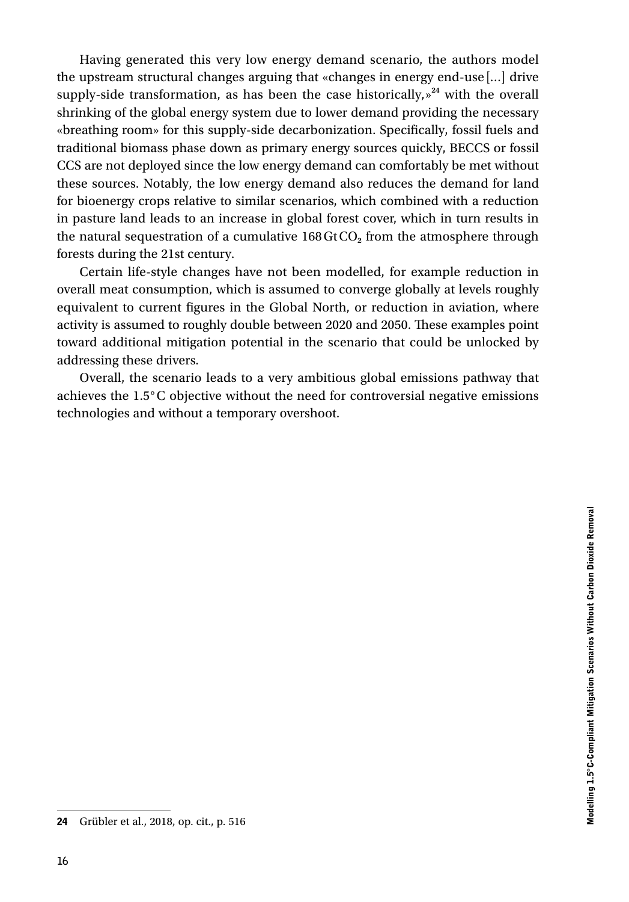Having generated this very low energy demand scenario, the authors model the upstream structural changes arguing that «changes in energy end-use [...] drive supply-side transformation, as has been the case historically,»[24] with the overall shrinking of the global energy system due to lower demand providing the necessary «breathing room» for this supply-side decarbonization. Specifically, fossil fuels and traditional biomass phase down as primary energy sources quickly, BECCS or fossil CCS are not deployed since the low energy demand can comfortably be met without these sources. Notably, the low energy demand also reduces the demand for land for bioenergy crops relative to similar scenarios, which combined with a reduction in pasture land leads to an increase in global forest cover, which in turn results in the natural sequestration of a cumulative 168 Gt $CO_2$ from the atmosphere through forests during the 21st century.

Certain life-style changes have not been modelled, for example reduction in overall meat consumption, which is assumed to converge globally at levels roughly equivalent to current figures in the Global North, or reduction in aviation, where activity is assumed to roughly double between 2020 and 2050. These examples point toward additional mitigation potential in the scenario that could be unlocked by addressing these drivers.

Overall, the scenario leads to a very ambitious global emissions pathway that achieves the 1.5 °C objective without the need for controversial negative emissions technologies and without a temporary overshoot.

---

**24** Grübler et al., 2018, op. cit., p. 516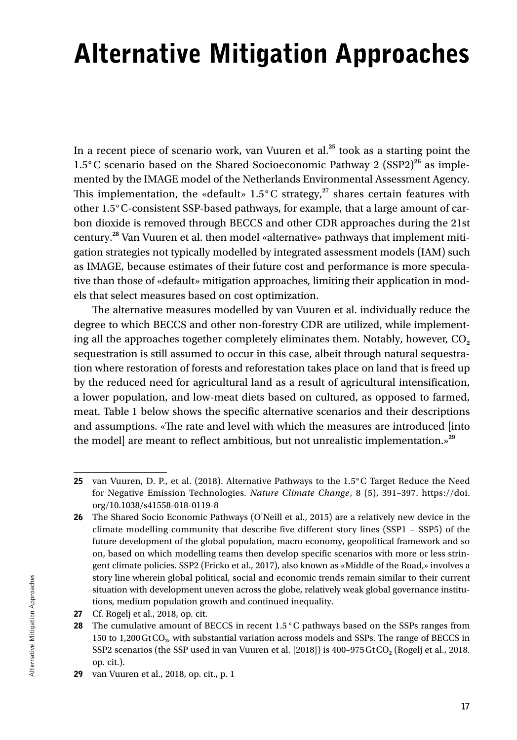# Alternative Mitigation Approaches

In a recent piece of scenario work, van Vuuren et al.[25] took as a starting point the 1.5°C scenario based on the Shared Socioeconomic Pathway 2 (SSP2)[26] as implemented by the IMAGE model of the Netherlands Environmental Assessment Agency. This implementation, the «default» 1.5°C strategy,[27] shares certain features with other 1.5°C-consistent SSP-based pathways, for example, that a large amount of carbon dioxide is removed through BECCS and other CDR approaches during the 21st century.[28] Van Vuuren et al. then model «alternative» pathways that implement mitigation strategies not typically modelled by integrated assessment models (IAM) such as IMAGE, because estimates of their future cost and performance is more speculative than those of «default» mitigation approaches, limiting their application in models that select measures based on cost optimization.

The alternative measures modelled by van Vuuren et al. individually reduce the degree to which BECCS and other non-forestry CDR are utilized, while implementing all the approaches together completely eliminates them. Notably, however, $CO_2$ sequestration is still assumed to occur in this case, albeit through natural sequestration where restoration of forests and reforestation takes place on land that is freed up by the reduced need for agricultural land as a result of agricultural intensification, a lower population, and low-meat diets based on cultured, as opposed to farmed, meat. Table 1 below shows the specific alternative scenarios and their descriptions and assumptions. «The rate and level with which the measures are introduced [into the model] are meant to reflect ambitious, but not unrealistic implementation.»[29]

---

**25** van Vuuren, D. P., et al. (2018). Alternative Pathways to the 1.5°C Target Reduce the Need for Negative Emission Technologies. *Nature Climate Change*, 8 (5), 391–397. https://doi.org/10.1038/s41558-018-0119-8

**26** The Shared Socio Economic Pathways (O'Neill et al., 2015) are a relatively new device in the climate modelling community that describe five different story lines (SSP1 – SSP5) of the future development of the global population, macro economy, geopolitical framework and so on, based on which modelling teams then develop specific scenarios with more or less stringent climate policies. SSP2 (Fricko et al., 2017), also known as «Middle of the Road,» involves a story line wherein global political, social and economic trends remain similar to their current situation with development uneven across the globe, relatively weak global governance institutions, medium population growth and continued inequality.

**27** Cf. Rogelj et al., 2018, op. cit.

**28** The cumulative amount of BECCS in recent 1.5°C pathways based on the SSPs ranges from 150 to 1,200 Gt $CO_2$, with substantial variation across models and SSPs. The range of BECCS in SSP2 scenarios (the SSP used in van Vuuren et al. [2018]) is 400–975 Gt $CO_2$ (Rogelj et al., 2018. op. cit.).

**29** van Vuuren et al., 2018, op. cit., p. 1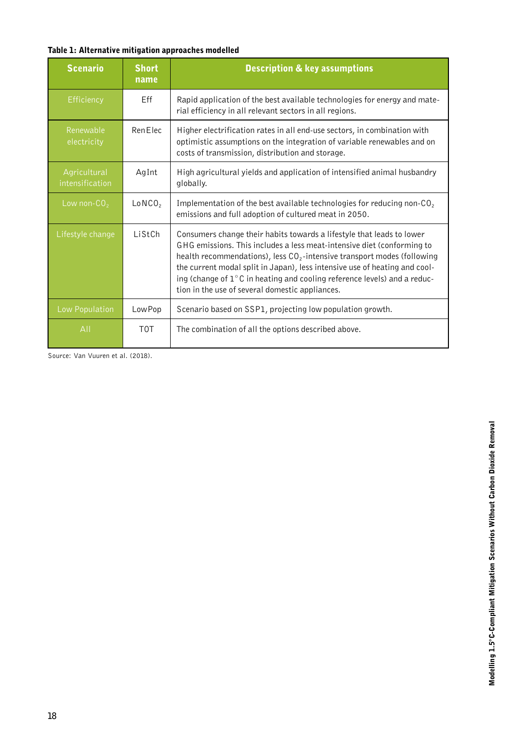**Table 1: Alternative mitigation approaches modelled**

| Scenario | Short name | Description & key assumptions |
|---|---|---|
| Efficiency | Eff | Rapid application of the best available technologies for energy and material efficiency in all relevant sectors in all regions. |
| Renewable electricity | RenElec | Higher electrification rates in all end-use sectors, in combination with optimistic assumptions on the integration of variable renewables and on costs of transmission, distribution and storage. |
| Agricultural intensification | AgInt | High agricultural yields and application of intensified animal husbandry globally. |
| Low non-$CO_2$ | Lo$NCO_2$ | Implementation of the best available technologies for reducing non-$CO_2$ emissions and full adoption of cultured meat in 2050. |
| Lifestyle change | LiStCh | Consumers change their habits towards a lifestyle that leads to lower GHG emissions. This includes a less meat-intensive diet (conforming to health recommendations), less $CO_2$-intensive transport modes (following the current modal split in Japan), less intensive use of heating and cooling (change of 1°C in heating and cooling reference levels) and a reduction in the use of several domestic appliances. |
| Low Population | LowPop | Scenario based on SSP1, projecting low population growth. |
| All | TOT | The combination of all the options described above. |

Source: Van Vuuren et al. (2018).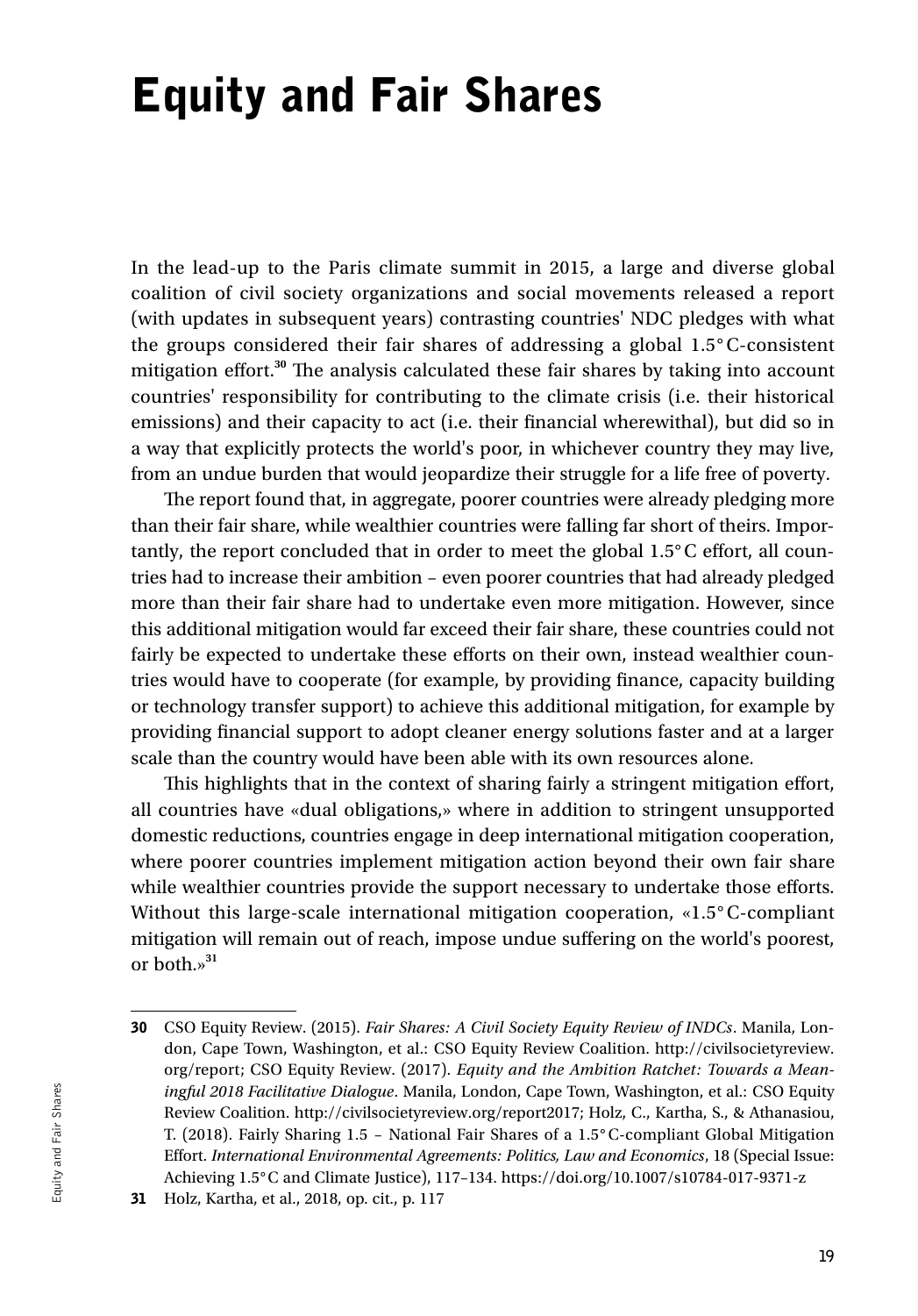# Equity and Fair Shares

In the lead-up to the Paris climate summit in 2015, a large and diverse global coalition of civil society organizations and social movements released a report (with updates in subsequent years) contrasting countries' NDC pledges with what the groups considered their fair shares of addressing a global 1.5° C-consistent mitigation effort.[30] The analysis calculated these fair shares by taking into account countries' responsibility for contributing to the climate crisis (i.e. their historical emissions) and their capacity to act (i.e. their financial wherewithal), but did so in a way that explicitly protects the world's poor, in whichever country they may live, from an undue burden that would jeopardize their struggle for a life free of poverty.

The report found that, in aggregate, poorer countries were already pledging more than their fair share, while wealthier countries were falling far short of theirs. Importantly, the report concluded that in order to meet the global 1.5° C effort, all countries had to increase their ambition – even poorer countries that had already pledged more than their fair share had to undertake even more mitigation. However, since this additional mitigation would far exceed their fair share, these countries could not fairly be expected to undertake these efforts on their own, instead wealthier countries would have to cooperate (for example, by providing finance, capacity building or technology transfer support) to achieve this additional mitigation, for example by providing financial support to adopt cleaner energy solutions faster and at a larger scale than the country would have been able with its own resources alone.

This highlights that in the context of sharing fairly a stringent mitigation effort, all countries have «dual obligations,» where in addition to stringent unsupported domestic reductions, countries engage in deep international mitigation cooperation, where poorer countries implement mitigation action beyond their own fair share while wealthier countries provide the support necessary to undertake those efforts. Without this large-scale international mitigation cooperation, «1.5° C-compliant mitigation will remain out of reach, impose undue suffering on the world's poorest, or both.»[31]

---

**30** CSO Equity Review. (2015). *Fair Shares: A Civil Society Equity Review of INDCs*. Manila, London, Cape Town, Washington, et al.: CSO Equity Review Coalition. http://civilsocietyreview.org/report; CSO Equity Review. (2017). *Equity and the Ambition Ratchet: Towards a Meaningful 2018 Facilitative Dialogue*. Manila, London, Cape Town, Washington, et al.: CSO Equity Review Coalition. http://civilsocietyreview.org/report2017; Holz, C., Kartha, S., & Athanasiou, T. (2018). Fairly Sharing 1.5 – National Fair Shares of a 1.5° C-compliant Global Mitigation Effort. *International Environmental Agreements: Politics, Law and Economics*, 18 (Special Issue: Achieving 1.5° C and Climate Justice), 117–134. https://doi.org/10.1007/s10784-017-9371-z

**31** Holz, Kartha, et al., 2018, op. cit., p. 117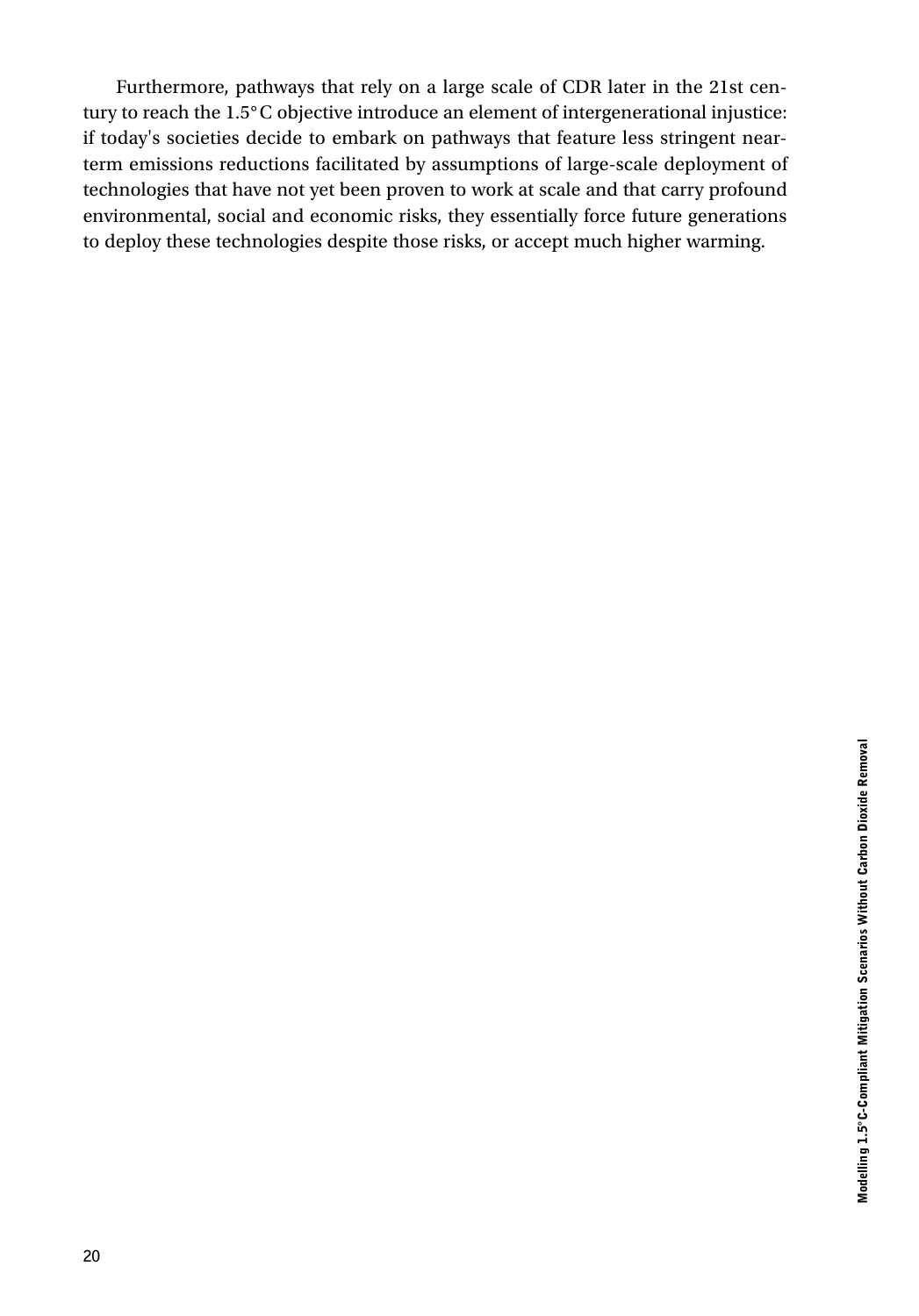Furthermore, pathways that rely on a large scale of CDR later in the 21st century to reach the 1.5°C objective introduce an element of intergenerational injustice: if today's societies decide to embark on pathways that feature less stringent near-term emissions reductions facilitated by assumptions of large-scale deployment of technologies that have not yet been proven to work at scale and that carry profound environmental, social and economic risks, they essentially force future generations to deploy these technologies despite those risks, or accept much higher warming.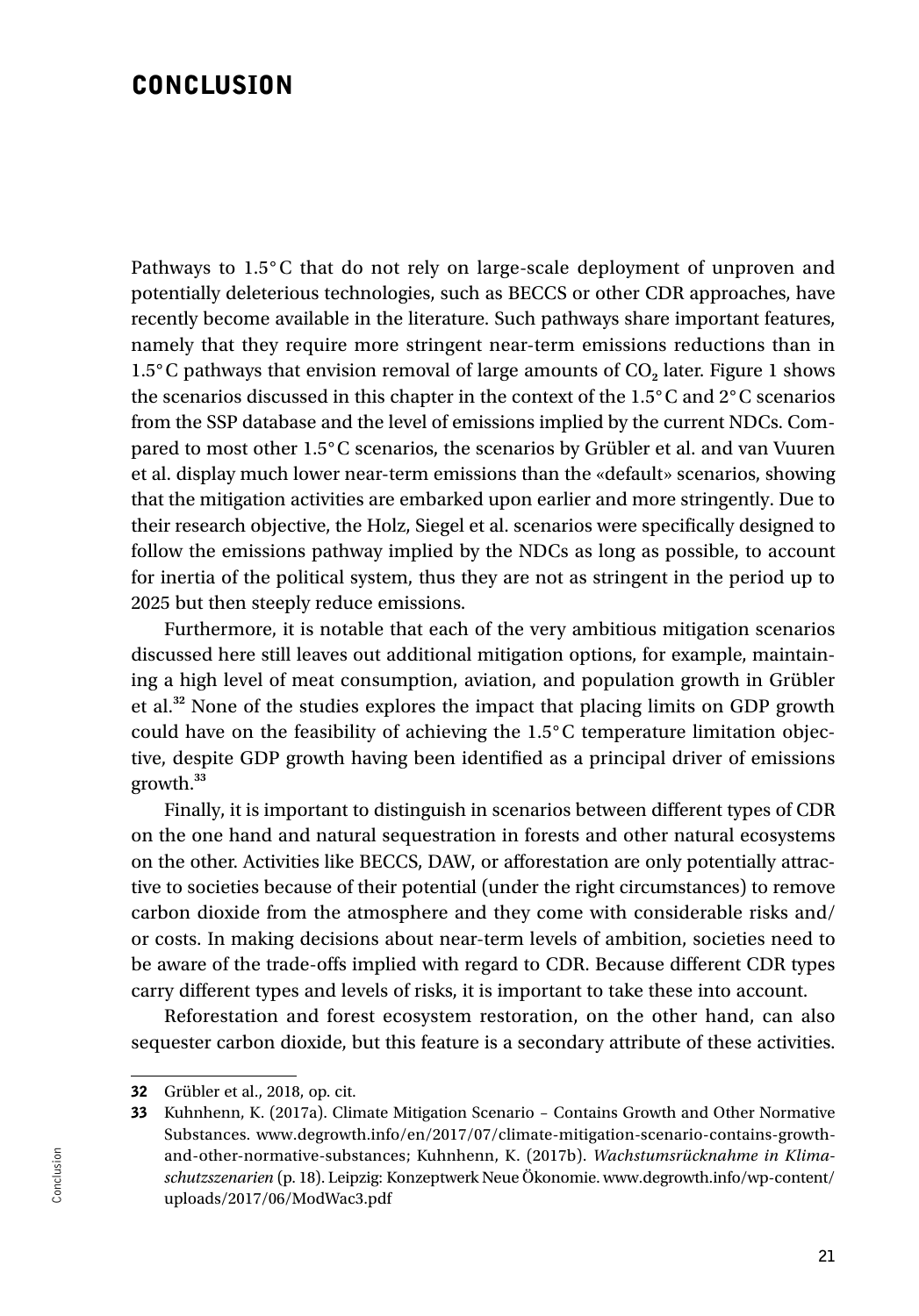# CONCLUSION

Pathways to 1.5° C that do not rely on large-scale deployment of unproven and potentially deleterious technologies, such as BECCS or other CDR approaches, have recently become available in the literature. Such pathways share important features, namely that they require more stringent near-term emissions reductions than in 1.5° C pathways that envision removal of large amounts of $CO_2$ later. Figure 1 shows the scenarios discussed in this chapter in the context of the 1.5° C and 2° C scenarios from the SSP database and the level of emissions implied by the current NDCs. Compared to most other 1.5° C scenarios, the scenarios by Grübler et al. and van Vuuren et al. display much lower near-term emissions than the «default» scenarios, showing that the mitigation activities are embarked upon earlier and more stringently. Due to their research objective, the Holz, Siegel et al. scenarios were specifically designed to follow the emissions pathway implied by the NDCs as long as possible, to account for inertia of the political system, thus they are not as stringent in the period up to 2025 but then steeply reduce emissions.

Furthermore, it is notable that each of the very ambitious mitigation scenarios discussed here still leaves out additional mitigation options, for example, maintaining a high level of meat consumption, aviation, and population growth in Grübler et al.[32] None of the studies explores the impact that placing limits on GDP growth could have on the feasibility of achieving the 1.5° C temperature limitation objective, despite GDP growth having been identified as a principal driver of emissions growth.[33]

Finally, it is important to distinguish in scenarios between different types of CDR on the one hand and natural sequestration in forests and other natural ecosystems on the other. Activities like BECCS, DAW, or afforestation are only potentially attractive to societies because of their potential (under the right circumstances) to remove carbon dioxide from the atmosphere and they come with considerable risks and/or costs. In making decisions about near-term levels of ambition, societies need to be aware of the trade-offs implied with regard to CDR. Because different CDR types carry different types and levels of risks, it is important to take these into account.

Reforestation and forest ecosystem restoration, on the other hand, can also sequester carbon dioxide, but this feature is a secondary attribute of these activities.

---

**32** Grübler et al., 2018, op. cit.

**33** Kuhnhenn, K. (2017a). Climate Mitigation Scenario – Contains Growth and Other Normative Substances. www.degrowth.info/en/2017/07/climate-mitigation-scenario-contains-growth-and-other-normative-substances; Kuhnhenn, K. (2017b). *Wachstumsrücknahme in Klimaschutzszenarien* (p. 18). Leipzig: Konzeptwerk Neue Ökonomie. www.degrowth.info/wp-content/uploads/2017/06/ModWac3.pdf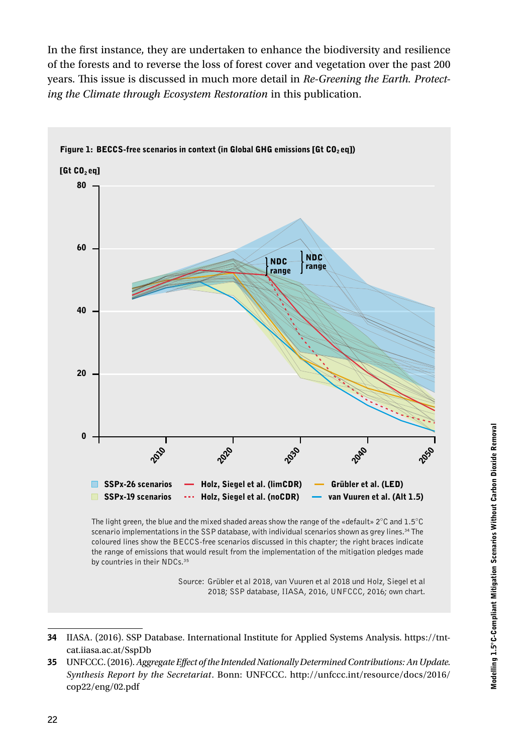In the first instance, they are undertaken to enhance the biodiversity and resilience of the forests and to reverse the loss of forest cover and vegetation over the past 200 years. This issue is discussed in much more detail in *Re-Greening the Earth. Protecting the Climate through Ecosystem Restoration* in this publication.

**Figure 1: BECCS-free scenarios in context (in Global GHG emissions [Gt $CO_2$ eq])**

The light green, the blue and the mixed shaded areas show the range of the «default» 2°C and 1.5°C scenario implementations in the SSP database, with individual scenarios shown as grey lines.[34] The coloured lines show the BECCS-free scenarios discussed in this chapter; the right braces indicate the range of emissions that would result from the implementation of the mitigation pledges made by countries in their NDCs.[35]

Source: Grübler et al 2018, van Vuuren et al 2018 und Holz, Siegel et al 2018; SSP database, IIASA, 2016, UNFCCC, 2016; own chart.

---

**34** IIASA. (2016). SSP Database. International Institute for Applied Systems Analysis. https://tntcat.iiasa.ac.at/SspDb

**35** UNFCCC. (2016). *Aggregate Effect of the Intended Nationally Determined Contributions: An Update. Synthesis Report by the Secretariat*. Bonn: UNFCCC. http://unfccc.int/resource/docs/2016/cop22/eng/02.pdf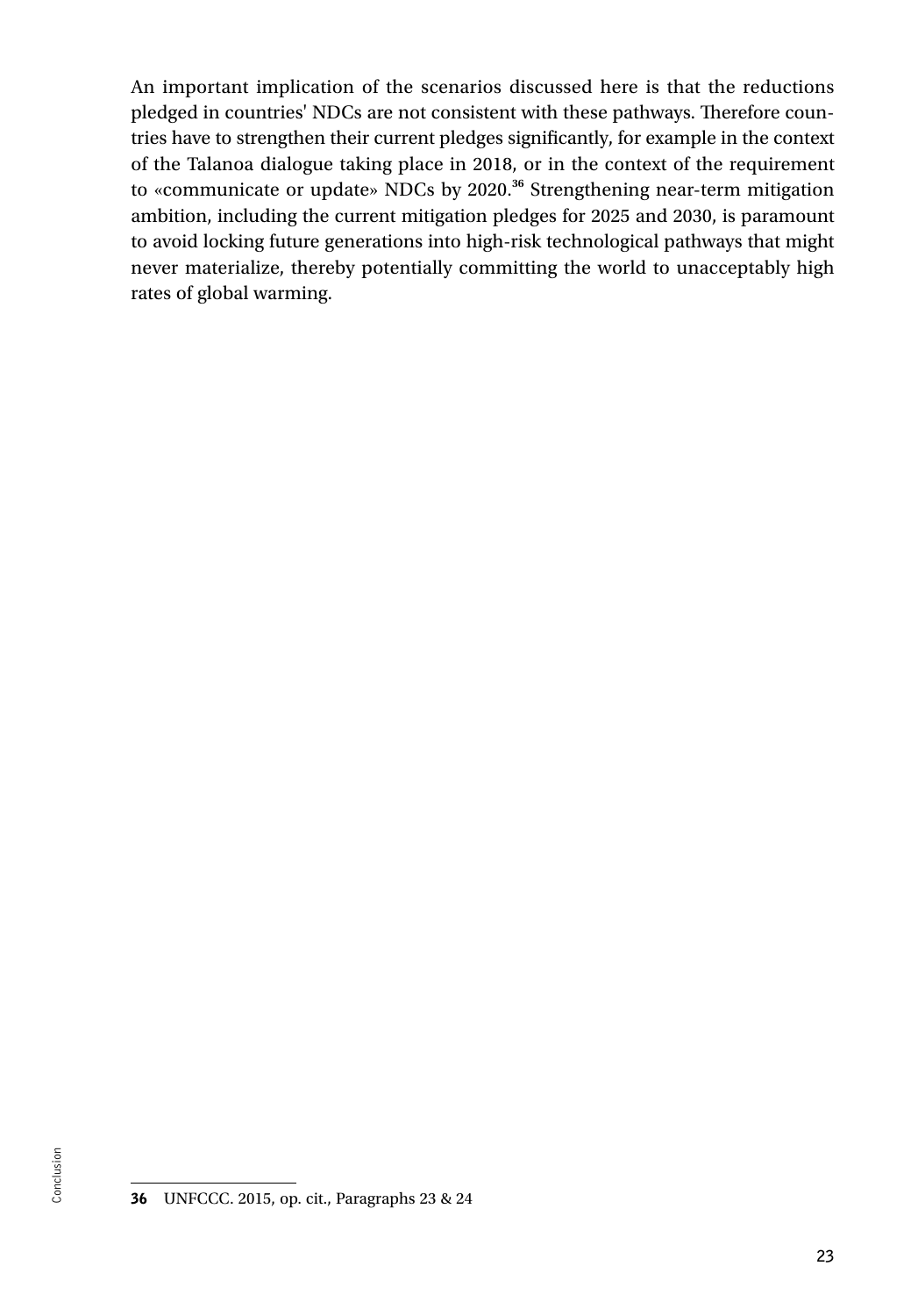An important implication of the scenarios discussed here is that the reductions pledged in countries' NDCs are not consistent with these pathways. Therefore countries have to strengthen their current pledges significantly, for example in the context of the Talanoa dialogue taking place in 2018, or in the context of the requirement to «communicate or update» NDCs by 2020.[36] Strengthening near-term mitigation ambition, including the current mitigation pledges for 2025 and 2030, is paramount to avoid locking future generations into high-risk technological pathways that might never materialize, thereby potentially committing the world to unacceptably high rates of global warming.

**36** UNFCCC. 2015, op. cit., Paragraphs 23 & 24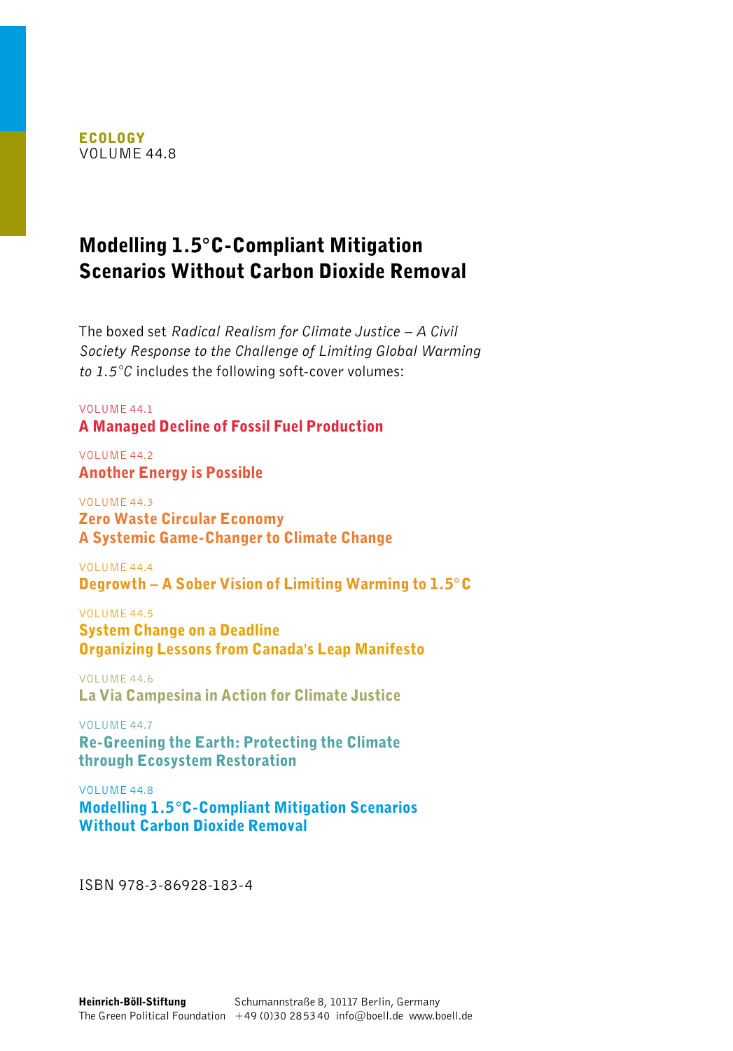**ECOLOGY**
VOLUME 44.8

# Modelling 1.5°C-Compliant Mitigation Scenarios Without Carbon Dioxide Removal

The boxed set *Radical Realism for Climate Justice – A Civil Society Response to the Challenge of Limiting Global Warming to 1.5°C* includes the following soft-cover volumes:

VOLUME 44.1
**A Managed Decline of Fossil Fuel Production**

VOLUME 44.2
**Another Energy is Possible**

VOLUME 44.3
**Zero Waste Circular Economy**
**A Systemic Game-Changer to Climate Change**

VOLUME 44.4
**Degrowth – A Sober Vision of Limiting Warming to 1.5°C**

VOLUME 44.5
**System Change on a Deadline**
**Organizing Lessons from Canada's Leap Manifesto**

VOLUME 44.6
**La Via Campesina in Action for Climate Justice**

VOLUME 44.7
**Re-Greening the Earth: Protecting the Climate through Ecosystem Restoration**

VOLUME 44.8
**Modelling 1.5°C-Compliant Mitigation Scenarios Without Carbon Dioxide Removal**

ISBN 978-3-86928-183-4

**Heinrich-Böll-Stiftung** Schumannstraße 8, 10117 Berlin, Germany
The Green Political Foundation +49 (0)30 28534 0 info@boell.de www.boell.de